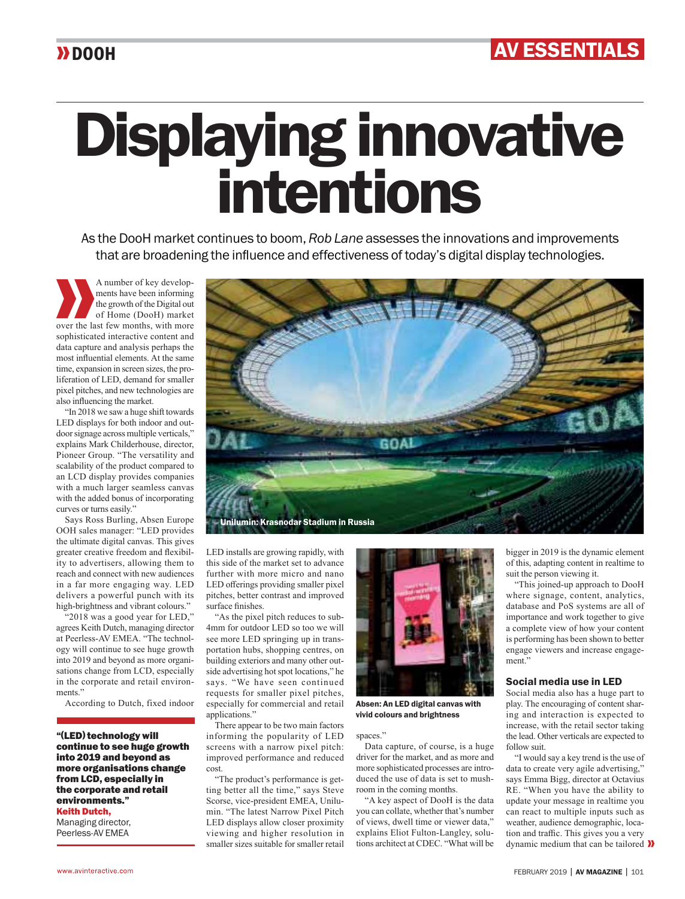# Displaying innovative intentions

As the DooH market continues to boom, *Rob Lane* assesses the innovations and improvements that are broadening the influence and effectiveness of today's digital display technologies.

A number of key developments have been informing the growth of the Digital out of Home (DooH) market over the last few months, with more sophisticated interactive content and data capture and analysis perhaps the most influential elements. At the same time, expansion in screen sizes, the proliferation of LED, demand for smaller pixel pitches, and new technologies are also influencing the market.

"In 2018 we saw a huge shift towards LED displays for both indoor and outdoor signage across multiple verticals," explains Mark Childerhouse, director, Pioneer Group. "The versatility and scalability of the product compared to an LCD display provides companies with a much larger seamless canvas with the added bonus of incorporating curves or turns easily."

Says Ross Burling, Absen Europe OOH sales manager: "LED provides the ultimate digital canvas. This gives greater creative freedom and flexibility to advertisers, allowing them to reach and connect with new audiences in a far more engaging way. LED delivers a powerful punch with its high-brightness and vibrant colours."

"2018 was a good year for LED," agrees Keith Dutch, managing director at Peerless-AV EMEA. "The technology will continue to see huge growth into 2019 and beyond as more organisations change from LCD, especially in the corporate and retail environments."

According to Dutch, fixed indoor LED installs are growing rapidly, with this side of the market set to advance further with more micro and nano LED offerings providing smaller pixel pitches, better contrast and improved surface finishes.

> **"(LED) technology will continue to see huge growth into 2019 and beyond as more organisations change from LCD, especially in the corporate and retail environments."**
> **Keith Dutch,**
> Managing director, Peerless-AV EMEA

Unilumin: Krasnodar Stadium in Russia

"As the pixel pitch reduces to sub-4mm for outdoor LED so too we will see more LED springing up in transportation hubs, shopping centres, on building exteriors and many other outside advertising hot spot locations," he says. "We have seen continued requests for smaller pixel pitches, especially for commercial and retail applications."

There appear to be two main factors informing the popularity of LED screens with a narrow pixel pitch: improved performance and reduced cost.

"The product's performance is getting better all the time," says Steve Scorse, vice-president EMEA, Unilumin. "The latest Narrow Pixel Pitch LED displays allow closer proximity viewing and higher resolution in smaller sizes suitable for smaller retail spaces."

Absen: An LED digital canvas with vivid colours and brightness

Data capture, of course, is a huge driver for the market, and as more and more sophisticated processes are introduced the use of data is set to mushroom in the coming months.

"A key aspect of DooH is the data you can collate, whether that's number of views, dwell time or viewer data," explains Eliot Fulton-Langley, solutions architect at CDEC. "What will be bigger in 2019 is the dynamic element of this, adapting content in realtime to suit the person viewing it.

"This joined-up approach to DooH where signage, content, analytics, database and PoS systems are all of importance and work together to give a complete view of how your content is performing has been shown to better engage viewers and increase engagement."

### Social media use in LED

Social media also has a huge part to play. The encouraging of content sharing and interaction is expected to increase, with the retail sector taking the lead. Other verticals are expected to follow suit.

"I would say a key trend is the use of data to create very agile advertising," says Emma Bigg, director at Octavius RE. "When you have the ability to update your message in realtime you can react to multiple inputs such as weather, audience demographic, location and traffic. This gives you a very dynamic medium that can be tailored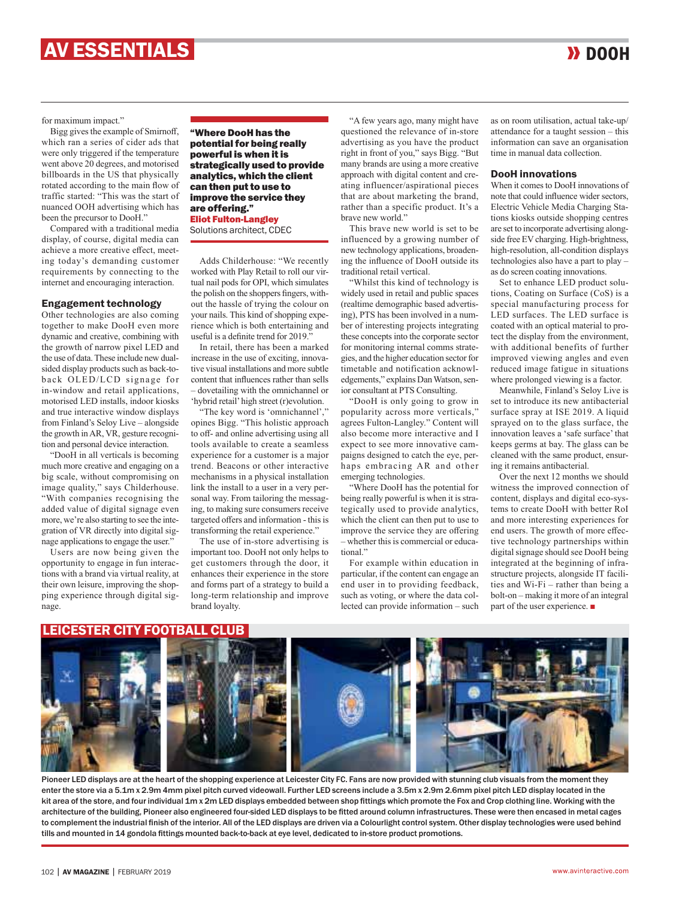for maximum impact."

Bigg gives the example of Smirnoff, which ran a series of cider ads that were only triggered if the temperature went above 20 degrees, and motorised billboards in the US that physically rotated according to the main flow of traffic started: "This was the start of nuanced OOH advertising which has been the precursor to DooH."

Compared with a traditional media display, of course, digital media can achieve a more creative effect, meeting today's demanding customer requirements by connecting to the internet and encouraging interaction.

## Engagement technology

Other technologies are also coming together to make DooH even more dynamic and creative, combining with the growth of narrow pixel LED and the use of data. These include new dual-sided display products such as back-to-back OLED/LCD signage for in-window and retail applications, motorised LED installs, indoor kiosks and true interactive window displays from Finland's Seloy Live – alongside the growth in AR, VR, gesture recognition and personal device interaction.

"DooH in all verticals is becoming much more creative and engaging on a big scale, without compromising on image quality," says Childerhouse. "With companies recognising the added value of digital signage even more, we're also starting to see the integration of VR directly into digital signage applications to engage the user."

Users are now being given the opportunity to engage in fun interactions with a brand via virtual reality, at their own leisure, improving the shopping experience through digital signage.

> **"Where DooH has the potential for being really powerful is when it is strategically used to provide analytics, which the client can then put to use to improve the service they are offering."**
> **Eliot Fulton-Langley**
> Solutions architect, CDEC

Adds Childerhouse: "We recently worked with Play Retail to roll our virtual nail pods for OPI, which simulates the polish on the shoppers fingers, without the hassle of trying the colour on your nails. This kind of shopping experience which is both entertaining and useful is a definite trend for 2019."

In retail, there has been a marked increase in the use of exciting, innovative visual installations and more subtle content that influences rather than sells – dovetailing with the omnichannel or 'hybrid retail' high street (r)evolution.

"The key word is 'omnichannel'," opines Bigg. "This holistic approach to off- and online advertising using all tools available to create a seamless experience for a customer is a major trend. Beacons or other interactive mechanisms in a physical installation link the install to a user in a very personal way. From tailoring the messaging, to making sure consumers receive targeted offers and information - this is transforming the retail experience."

The use of in-store advertising is important too. DooH not only helps to get customers through the door, it enhances their experience in the store and forms part of a strategy to build a long-term relationship and improve brand loyalty.

"A few years ago, many might have questioned the relevance of in-store advertising as you have the product right in front of you," says Bigg. "But many brands are using a more creative approach with digital content and creating influencer/aspirational pieces that are about marketing the brand, rather than a specific product. It's a brave new world."

This brave new world is set to be influenced by a growing number of new technology applications, broadening the influence of DooH outside its traditional retail vertical.

"Whilst this kind of technology is widely used in retail and public spaces (realtime demographic based advertising), PTS has been involved in a number of interesting projects integrating these concepts into the corporate sector for monitoring internal comms strategies, and the higher education sector for timetable and notification acknowledgements," explains Dan Watson, senior consultant at PTS Consulting.

"DooH is only going to grow in popularity across more verticals," agrees Fulton-Langley." Content will also become more interactive and I expect to see more innovative campaigns designed to catch the eye, perhaps embracing AR and other emerging technologies.

"Where DooH has the potential for being really powerful is when it is strategically used to provide analytics, which the client can then put to use to improve the service they are offering – whether this is commercial or educational."

For example within education in particular, if the content can engage an end user in to providing feedback, such as voting, or where the data collected can provide information – such as on room utilisation, actual take-up/attendance for a taught session – this information can save an organisation time in manual data collection.

## DooH innovations

When it comes to DooH innovations of note that could influence wider sectors, Electric Vehicle Media Charging Stations kiosks outside shopping centres are set to incorporate advertising alongside free EV charging. High-brightness, high-resolution, all-condition displays technologies also have a part to play – as do screen coating innovations.

Set to enhance LED product solutions, Coating on Surface (CoS) is a special manufacturing process for LED surfaces. The LED surface is coated with an optical material to protect the display from the environment, with additional benefits of further improved viewing angles and even reduced image fatigue in situations where prolonged viewing is a factor.

Meanwhile, Finland's Seloy Live is set to introduce its new antibacterial surface spray at ISE 2019. A liquid sprayed on to the glass surface, the innovation leaves a 'safe surface' that keeps germs at bay. The glass can be cleaned with the same product, ensuring it remains antibacterial.

Over the next 12 months we should witness the improved connection of content, displays and digital eco-systems to create DooH with better RoI and more interesting experiences for end users. The growth of more effective technology partnerships within digital signage should see DooH being integrated at the beginning of infrastructure projects, alongside IT facilities and Wi-Fi – rather than being a bolt-on – making it more of an integral part of the user experience. ■

## LEICESTER CITY FOOTBALL CLUB

Pioneer LED displays are at the heart of the shopping experience at Leicester City FC. Fans are now provided with stunning club visuals from the moment they enter the store via a 5.1m x 2.9m 4mm pixel pitch curved videowall. Further LED screens include a 3.5m x 2.9m 2.6mm pixel pitch LED display located in the kit area of the store, and four individual 1m x 2m LED displays embedded between shop fittings which promote the Fox and Crop clothing line. Working with the architecture of the building, Pioneer also engineered four-sided LED displays to be fitted around column infrastructures. These were then encased in metal cages to complement the industrial finish of the interior. All of the LED displays are driven via a Colourlight control system. Other display technologies were used behind tills and mounted in 14 gondola fittings mounted back-to-back at eye level, dedicated to in-store product promotions.